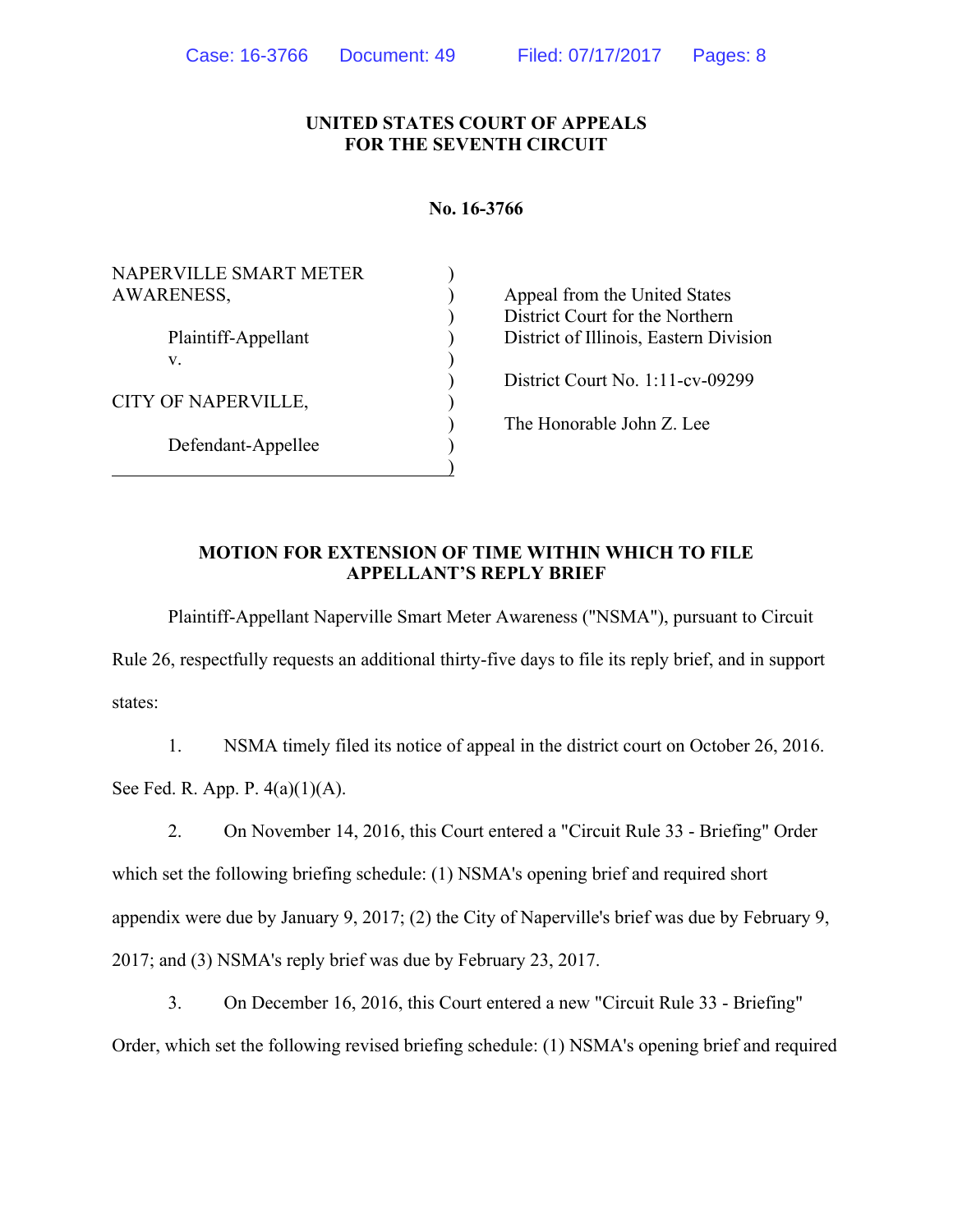**UNITED STATES COURT OF APPEALS**
**FOR THE SEVENTH CIRCUIT**

**No. 16-3766**

| | | |
|---|---|---|
| NAPERVILLE SMART METER AWARENESS, | ) | |
| | ) | Appeal from the United States |
| Plaintiff-Appellant | ) | District Court for the Northern |
| v. | ) | District of Illinois, Eastern Division |
| | ) | |
| CITY OF NAPERVILLE, | ) | District Court No. 1:11-cv-09299 |
| | ) | |
| Defendant-Appellee | ) | The Honorable John Z. Lee |
| | ) | |

**MOTION FOR EXTENSION OF TIME WITHIN WHICH TO FILE APPELLANT'S REPLY BRIEF**

Plaintiff-Appellant Naperville Smart Meter Awareness ("NSMA"), pursuant to Circuit Rule 26, respectfully requests an additional thirty-five days to file its reply brief, and in support states:

1. NSMA timely filed its notice of appeal in the district court on October 26, 2016. See Fed. R. App. P. 4(a)(1)(A).

2. On November 14, 2016, this Court entered a "Circuit Rule 33 - Briefing" Order which set the following briefing schedule: (1) NSMA's opening brief and required short appendix were due by January 9, 2017; (2) the City of Naperville's brief was due by February 9, 2017; and (3) NSMA's reply brief was due by February 23, 2017.

3. On December 16, 2016, this Court entered a new "Circuit Rule 33 - Briefing" Order, which set the following revised briefing schedule: (1) NSMA's opening brief and required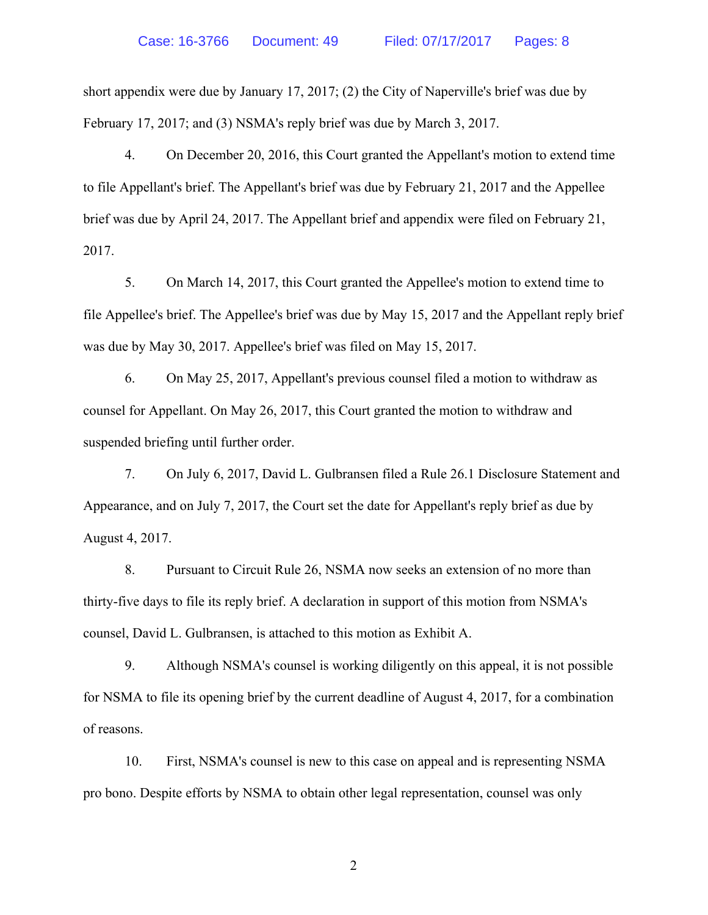short appendix were due by January 17, 2017; (2) the City of Naperville's brief was due by February 17, 2017; and (3) NSMA's reply brief was due by March 3, 2017.

4. On December 20, 2016, this Court granted the Appellant's motion to extend time to file Appellant's brief. The Appellant's brief was due by February 21, 2017 and the Appellee brief was due by April 24, 2017. The Appellant brief and appendix were filed on February 21, 2017.

5. On March 14, 2017, this Court granted the Appellee's motion to extend time to file Appellee's brief. The Appellee's brief was due by May 15, 2017 and the Appellant reply brief was due by May 30, 2017. Appellee's brief was filed on May 15, 2017.

6. On May 25, 2017, Appellant's previous counsel filed a motion to withdraw as counsel for Appellant. On May 26, 2017, this Court granted the motion to withdraw and suspended briefing until further order.

7. On July 6, 2017, David L. Gulbransen filed a Rule 26.1 Disclosure Statement and Appearance, and on July 7, 2017, the Court set the date for Appellant's reply brief as due by August 4, 2017.

8. Pursuant to Circuit Rule 26, NSMA now seeks an extension of no more than thirty-five days to file its reply brief. A declaration in support of this motion from NSMA's counsel, David L. Gulbransen, is attached to this motion as Exhibit A.

9. Although NSMA's counsel is working diligently on this appeal, it is not possible for NSMA to file its opening brief by the current deadline of August 4, 2017, for a combination of reasons.

10. First, NSMA's counsel is new to this case on appeal and is representing NSMA pro bono. Despite efforts by NSMA to obtain other legal representation, counsel was only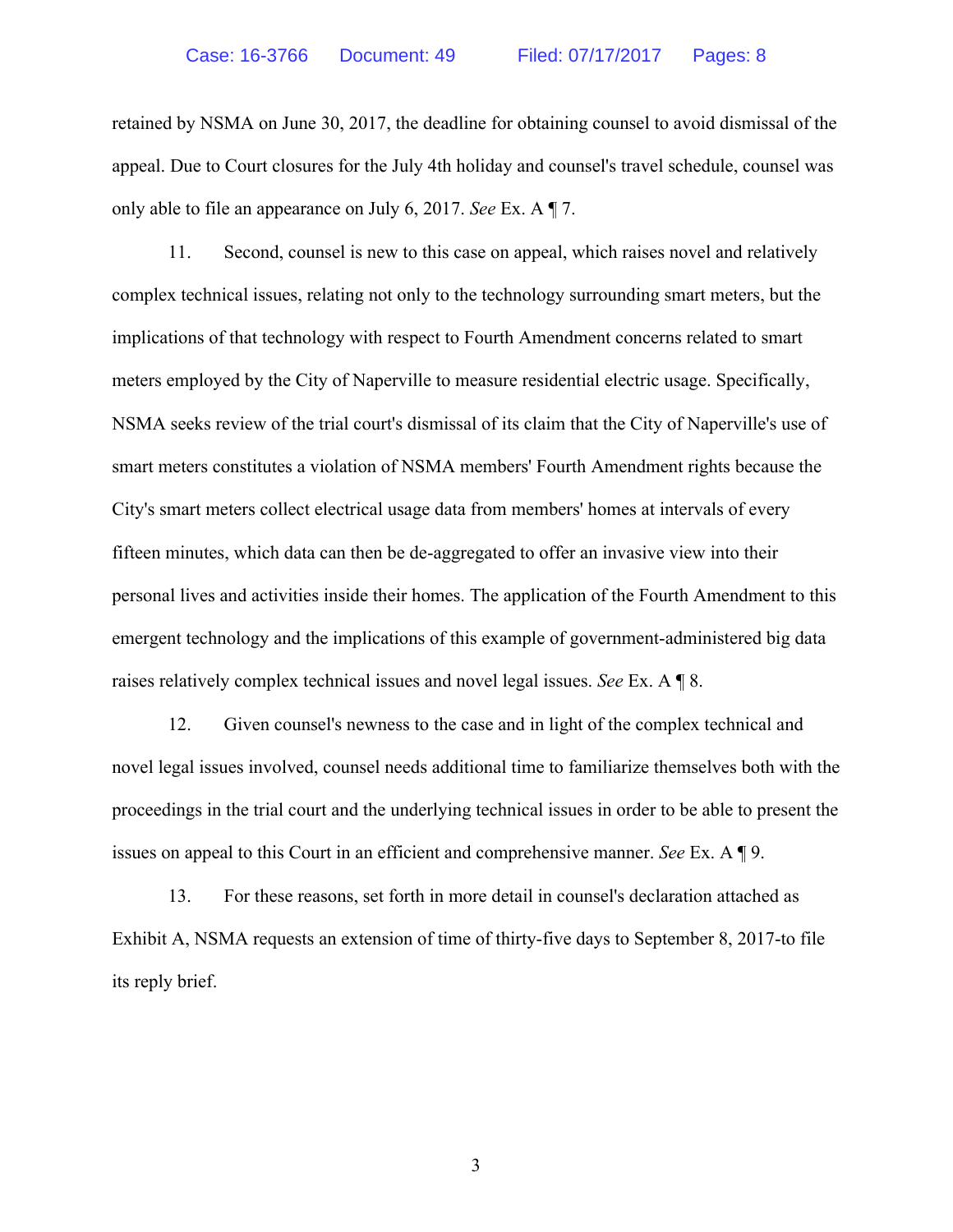retained by NSMA on June 30, 2017, the deadline for obtaining counsel to avoid dismissal of the appeal. Due to Court closures for the July 4th holiday and counsel's travel schedule, counsel was only able to file an appearance on July 6, 2017. *See* Ex. A ¶ 7.

11. Second, counsel is new to this case on appeal, which raises novel and relatively complex technical issues, relating not only to the technology surrounding smart meters, but the implications of that technology with respect to Fourth Amendment concerns related to smart meters employed by the City of Naperville to measure residential electric usage. Specifically, NSMA seeks review of the trial court's dismissal of its claim that the City of Naperville's use of smart meters constitutes a violation of NSMA members' Fourth Amendment rights because the City's smart meters collect electrical usage data from members' homes at intervals of every fifteen minutes, which data can then be de-aggregated to offer an invasive view into their personal lives and activities inside their homes. The application of the Fourth Amendment to this emergent technology and the implications of this example of government-administered big data raises relatively complex technical issues and novel legal issues. *See* Ex. A ¶ 8.

12. Given counsel's newness to the case and in light of the complex technical and novel legal issues involved, counsel needs additional time to familiarize themselves both with the proceedings in the trial court and the underlying technical issues in order to be able to present the issues on appeal to this Court in an efficient and comprehensive manner. *See* Ex. A ¶ 9.

13. For these reasons, set forth in more detail in counsel's declaration attached as Exhibit A, NSMA requests an extension of time of thirty-five days to September 8, 2017-to file its reply brief.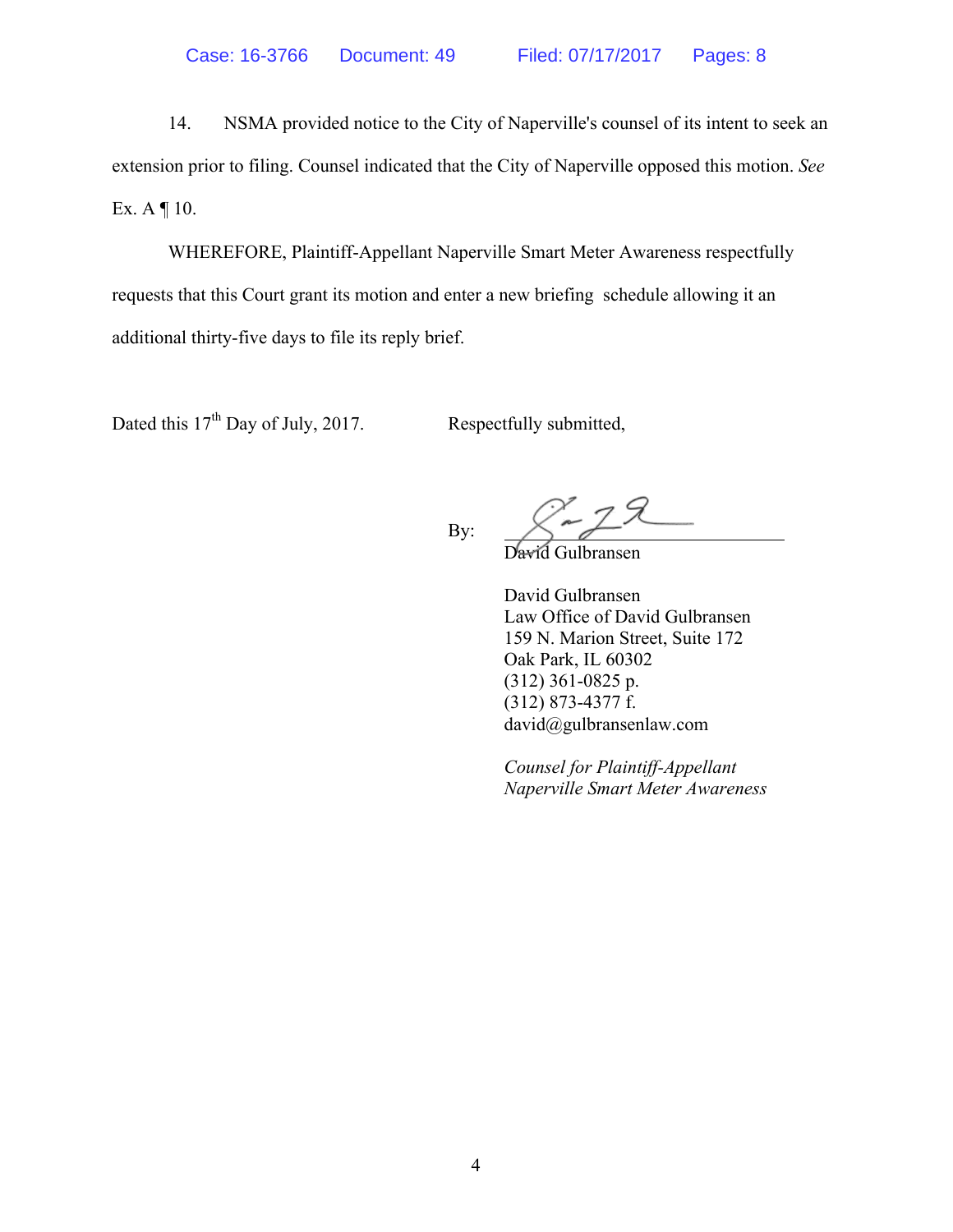14. NSMA provided notice to the City of Naperville's counsel of its intent to seek an extension prior to filing. Counsel indicated that the City of Naperville opposed this motion. *See* Ex. A ¶ 10.

WHEREFORE, Plaintiff-Appellant Naperville Smart Meter Awareness respectfully requests that this Court grant its motion and enter a new briefing schedule allowing it an additional thirty-five days to file its reply brief.

Dated this 17th Day of July, 2017.

Respectfully submitted,

By: ______________________
David Gulbransen

David Gulbransen
Law Office of David Gulbransen
159 N. Marion Street, Suite 172
Oak Park, IL 60302
(312) 361-0825 p.
(312) 873-4377 f.
david@gulbransenlaw.com

*Counsel for Plaintiff-Appellant*
*Naperville Smart Meter Awareness*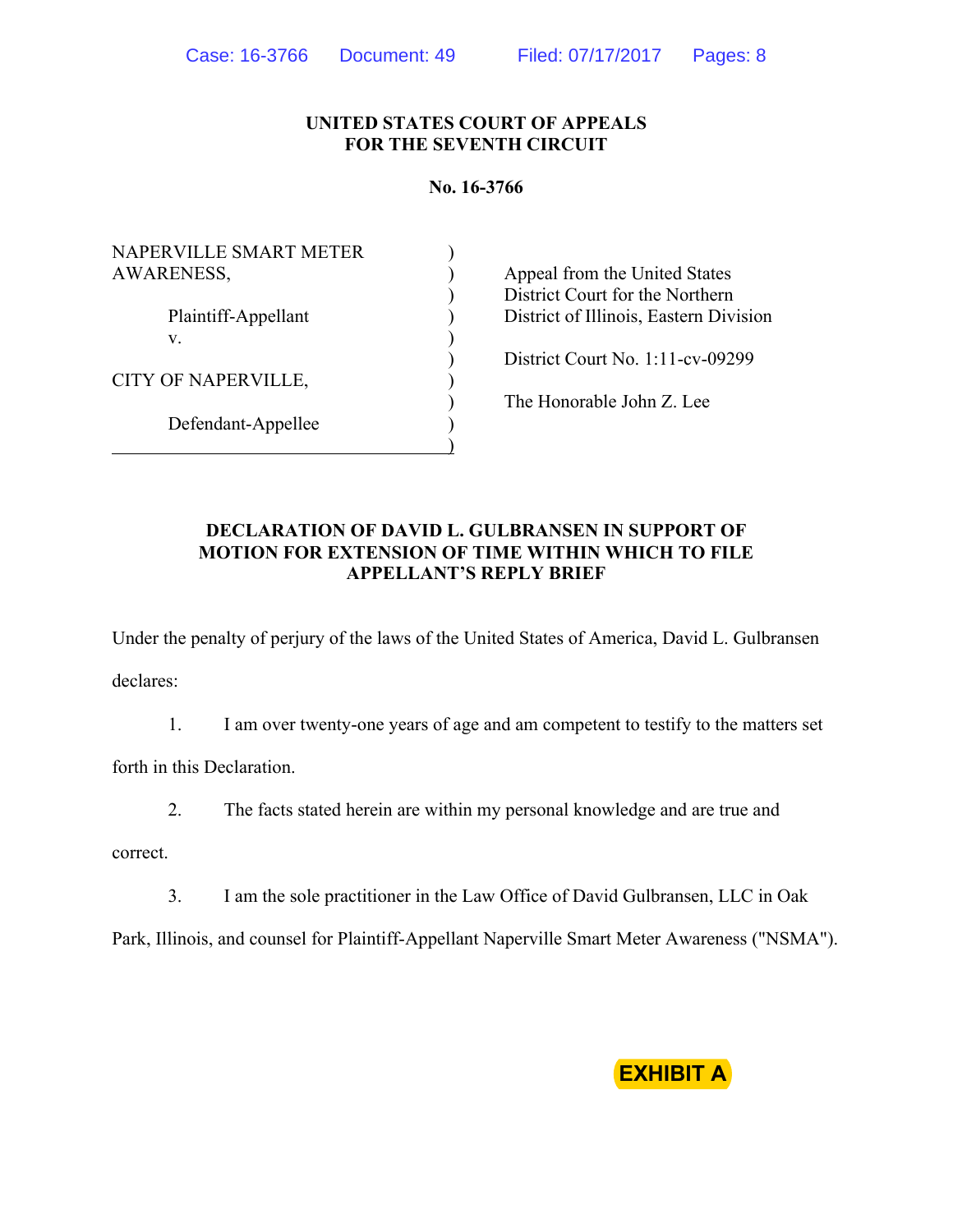**UNITED STATES COURT OF APPEALS**
**FOR THE SEVENTH CIRCUIT**

**No. 16-3766**

| | | |
|---|---|---|
| NAPERVILLE SMART METER AWARENESS, | ) | Appeal from the United States District Court for the Northern District of Illinois, Eastern Division |
| Plaintiff-Appellant | ) | |
| v. | ) | District Court No. 1:11-cv-09299 |
| CITY OF NAPERVILLE, | ) | The Honorable John Z. Lee |
| Defendant-Appellee | ) | |

**DECLARATION OF DAVID L. GULBRANSEN IN SUPPORT OF MOTION FOR EXTENSION OF TIME WITHIN WHICH TO FILE APPELLANT'S REPLY BRIEF**

Under the penalty of perjury of the laws of the United States of America, David L. Gulbransen declares:

1. I am over twenty-one years of age and am competent to testify to the matters set forth in this Declaration.

2. The facts stated herein are within my personal knowledge and are true and correct.

3. I am the sole practitioner in the Law Office of David Gulbransen, LLC in Oak Park, Illinois, and counsel for Plaintiff-Appellant Naperville Smart Meter Awareness ("NSMA").

**EXHIBIT A**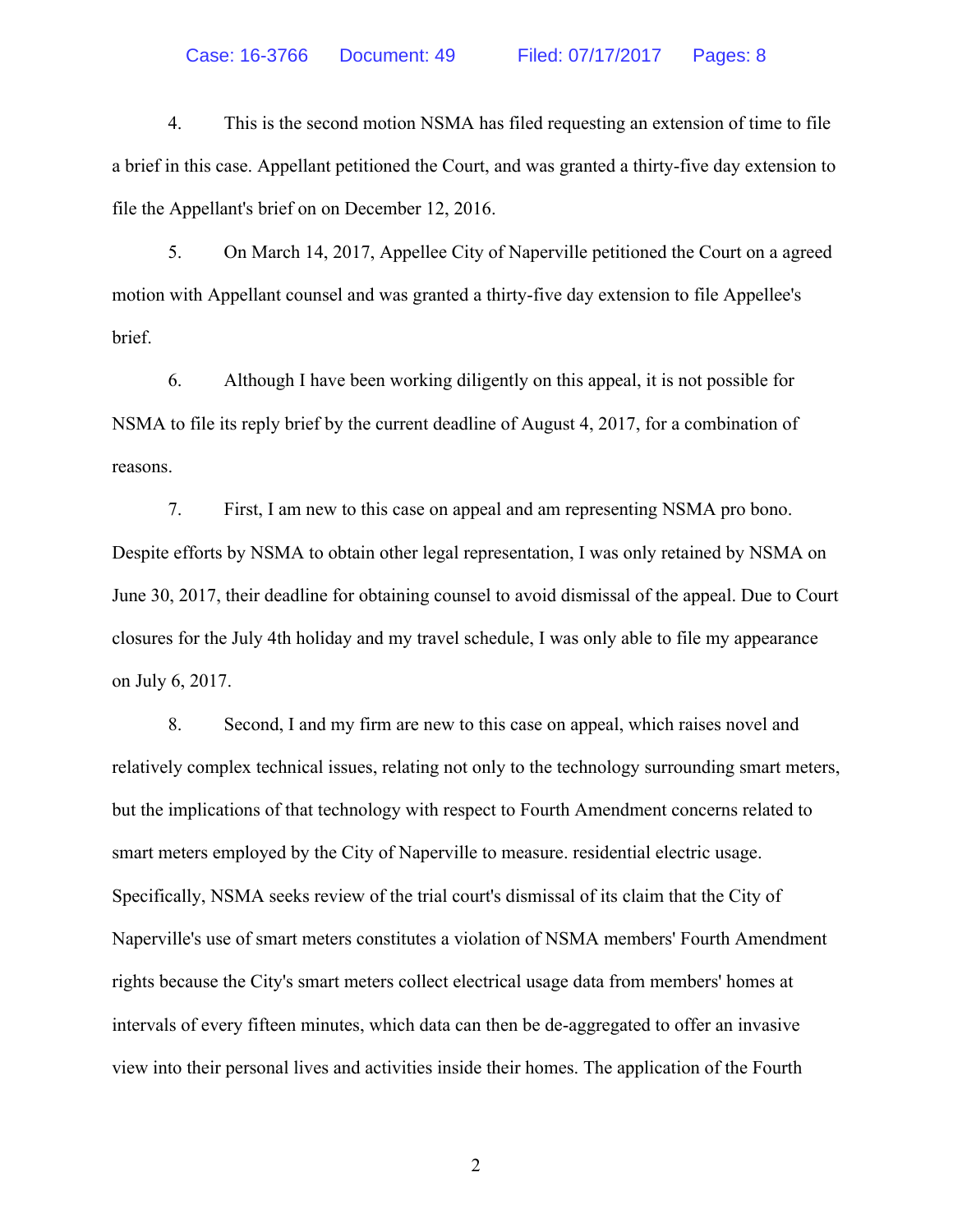4. This is the second motion NSMA has filed requesting an extension of time to file a brief in this case. Appellant petitioned the Court, and was granted a thirty-five day extension to file the Appellant's brief on on December 12, 2016.

5. On March 14, 2017, Appellee City of Naperville petitioned the Court on a agreed motion with Appellant counsel and was granted a thirty-five day extension to file Appellee's brief.

6. Although I have been working diligently on this appeal, it is not possible for NSMA to file its reply brief by the current deadline of August 4, 2017, for a combination of reasons.

7. First, I am new to this case on appeal and am representing NSMA pro bono. Despite efforts by NSMA to obtain other legal representation, I was only retained by NSMA on June 30, 2017, their deadline for obtaining counsel to avoid dismissal of the appeal. Due to Court closures for the July 4th holiday and my travel schedule, I was only able to file my appearance on July 6, 2017.

8. Second, I and my firm are new to this case on appeal, which raises novel and relatively complex technical issues, relating not only to the technology surrounding smart meters, but the implications of that technology with respect to Fourth Amendment concerns related to smart meters employed by the City of Naperville to measure. residential electric usage. Specifically, NSMA seeks review of the trial court's dismissal of its claim that the City of Naperville's use of smart meters constitutes a violation of NSMA members' Fourth Amendment rights because the City's smart meters collect electrical usage data from members' homes at intervals of every fifteen minutes, which data can then be de-aggregated to offer an invasive view into their personal lives and activities inside their homes. The application of the Fourth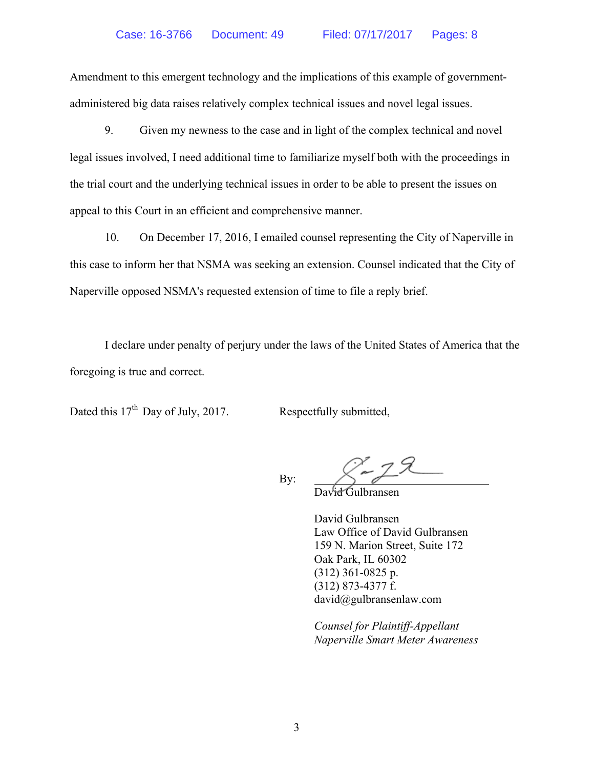Amendment to this emergent technology and the implications of this example of government-administered big data raises relatively complex technical issues and novel legal issues.

9. Given my newness to the case and in light of the complex technical and novel legal issues involved, I need additional time to familiarize myself both with the proceedings in the trial court and the underlying technical issues in order to be able to present the issues on appeal to this Court in an efficient and comprehensive manner.

10. On December 17, 2016, I emailed counsel representing the City of Naperville in this case to inform her that NSMA was seeking an extension. Counsel indicated that the City of Naperville opposed NSMA's requested extension of time to file a reply brief.

I declare under penalty of perjury under the laws of the United States of America that the foregoing is true and correct.

Dated this 17th Day of July, 2017.

Respectfully submitted,

By: ______________________
David Gulbransen

David Gulbransen
Law Office of David Gulbransen
159 N. Marion Street, Suite 172
Oak Park, IL 60302
(312) 361-0825 p.
(312) 873-4377 f.
david@gulbransenlaw.com

*Counsel for Plaintiff-Appellant*
*Naperville Smart Meter Awareness*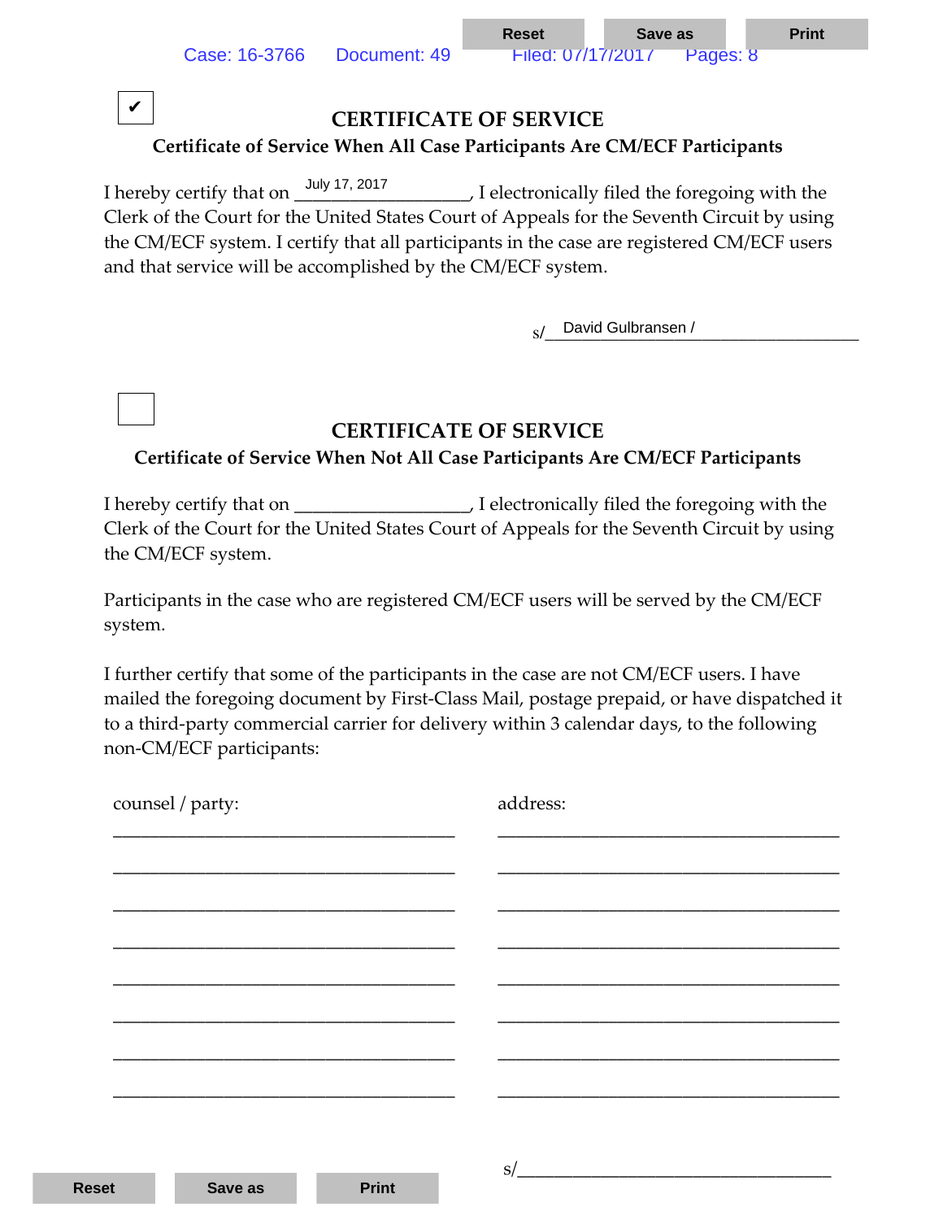✔

## CERTIFICATE OF SERVICE

**Certificate of Service When All Case Participants Are CM/ECF Participants**

I hereby certify that on July 17, 2017, I electronically filed the foregoing with the Clerk of the Court for the United States Court of Appeals for the Seventh Circuit by using the CM/ECF system. I certify that all participants in the case are registered CM/ECF users and that service will be accomplished by the CM/ECF system.

s/ David Gulbransen /

☐

## CERTIFICATE OF SERVICE

**Certificate of Service When Not All Case Participants Are CM/ECF Participants**

I hereby certify that on ________________, I electronically filed the foregoing with the Clerk of the Court for the United States Court of Appeals for the Seventh Circuit by using the CM/ECF system.

Participants in the case who are registered CM/ECF users will be served by the CM/ECF system.

I further certify that some of the participants in the case are not CM/ECF users. I have mailed the foregoing document by First-Class Mail, postage prepaid, or have dispatched it to a third-party commercial carrier for delivery within 3 calendar days, to the following non-CM/ECF participants:

| counsel / party: | address: |
|---|---|
| | |
| | |
| | |
| | |
| | |
| | |
| | |
| | |

s/________________________________